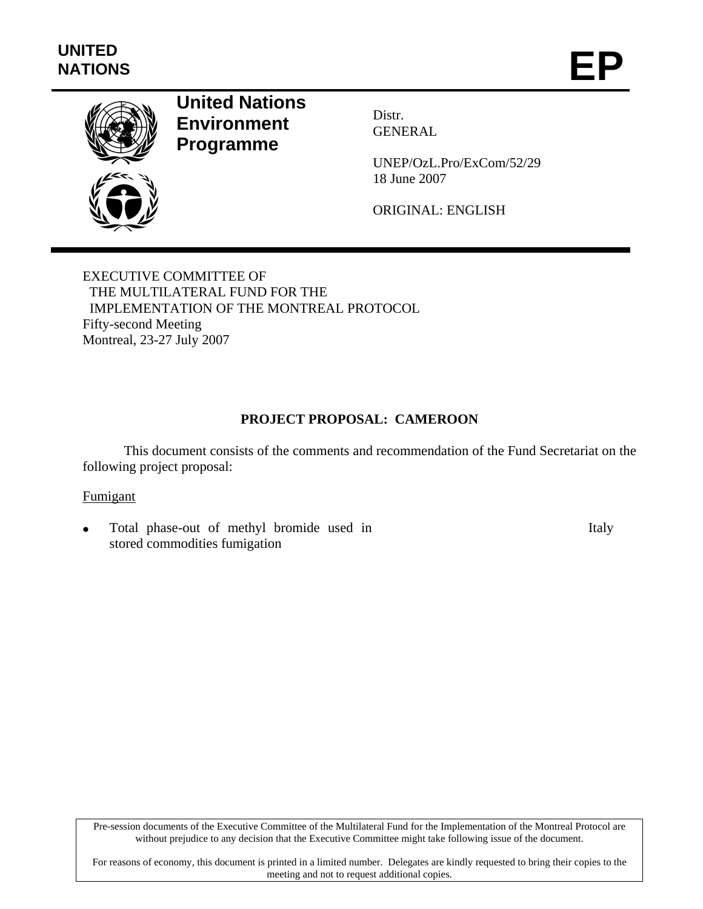UNITED NATIONS

**EP**

# United Nations Environment Programme

Distr.
GENERAL

UNEP/OzL.Pro/ExCom/52/29
18 June 2007

ORIGINAL: ENGLISH

EXECUTIVE COMMITTEE OF
THE MULTILATERAL FUND FOR THE
IMPLEMENTATION OF THE MONTREAL PROTOCOL
Fifty-second Meeting
Montreal, 23-27 July 2007

## PROJECT PROPOSAL: CAMEROON

This document consists of the comments and recommendation of the Fund Secretariat on the following project proposal:

Fumigant

- Total phase-out of methyl bromide used in stored commodities fumigation — Italy

Pre-session documents of the Executive Committee of the Multilateral Fund for the Implementation of the Montreal Protocol are without prejudice to any decision that the Executive Committee might take following issue of the document.

For reasons of economy, this document is printed in a limited number. Delegates are kindly requested to bring their copies to the meeting and not to request additional copies.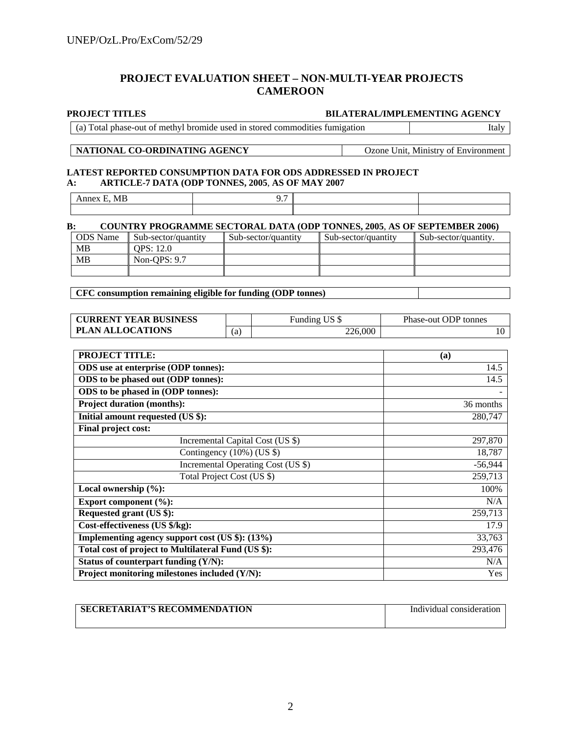## PROJECT EVALUATION SHEET – NON-MULTI-YEAR PROJECTS
## CAMEROON

**PROJECT TITLES** **BILATERAL/IMPLEMENTING AGENCY**

| | |
|---|---|
| (a) Total phase-out of methyl bromide used in stored commodities fumigation | Italy |

| | |
|---|---|
| **NATIONAL CO-ORDINATING AGENCY** | Ozone Unit, Ministry of Environment |

**LATEST REPORTED CONSUMPTION DATA FOR ODS ADDRESSED IN PROJECT**
**A: ARTICLE-7 DATA (ODP TONNES, 2005, AS OF MAY 2007**

| | | | |
|---|---|---|---|
| Annex E, MB | 9.7 | | |
| | | | |

**B: COUNTRY PROGRAMME SECTORAL DATA (ODP TONNES, 2005, AS OF SEPTEMBER 2006)**

| ODS Name | Sub-sector/quantity | Sub-sector/quantity | Sub-sector/quantity | Sub-sector/quantity. |
|---|---|---|---|---|
| MB | QPS: 12.0 | | | |
| MB | Non-QPS: 9.7 | | | |
| | | | | |

| | |
|---|---|
| **CFC consumption remaining eligible for funding (ODP tonnes)** | |

| | | Funding US $ | Phase-out ODP tonnes |
|---|---|---|---|
| **CURRENT YEAR BUSINESS PLAN ALLOCATIONS** | (a) | 226,000 | 10 |

| **PROJECT TITLE:** | **(a)** |
|---|---|
| **ODS use at enterprise (ODP tonnes):** | 14.5 |
| **ODS to be phased out (ODP tonnes):** | 14.5 |
| **ODS to be phased in (ODP tonnes):** | - |
| **Project duration (months):** | 36 months |
| **Initial amount requested (US $):** | 280,747 |
| **Final project cost:** | |
| Incremental Capital Cost (US $) | 297,870 |
| Contingency (10%) (US $) | 18,787 |
| Incremental Operating Cost (US $) | -56,944 |
| Total Project Cost (US $) | 259,713 |
| **Local ownership (%):** | 100% |
| **Export component (%):** | N/A |
| **Requested grant (US $):** | 259,713 |
| **Cost-effectiveness (US $/kg):** | 17.9 |
| **Implementing agency support cost (US $): (13%)** | 33,763 |
| **Total cost of project to Multilateral Fund (US $):** | 293,476 |
| **Status of counterpart funding (Y/N):** | N/A |
| **Project monitoring milestones included (Y/N):** | Yes |

| | |
|---|---|
| **SECRETARIAT'S RECOMMENDATION** | Individual consideration |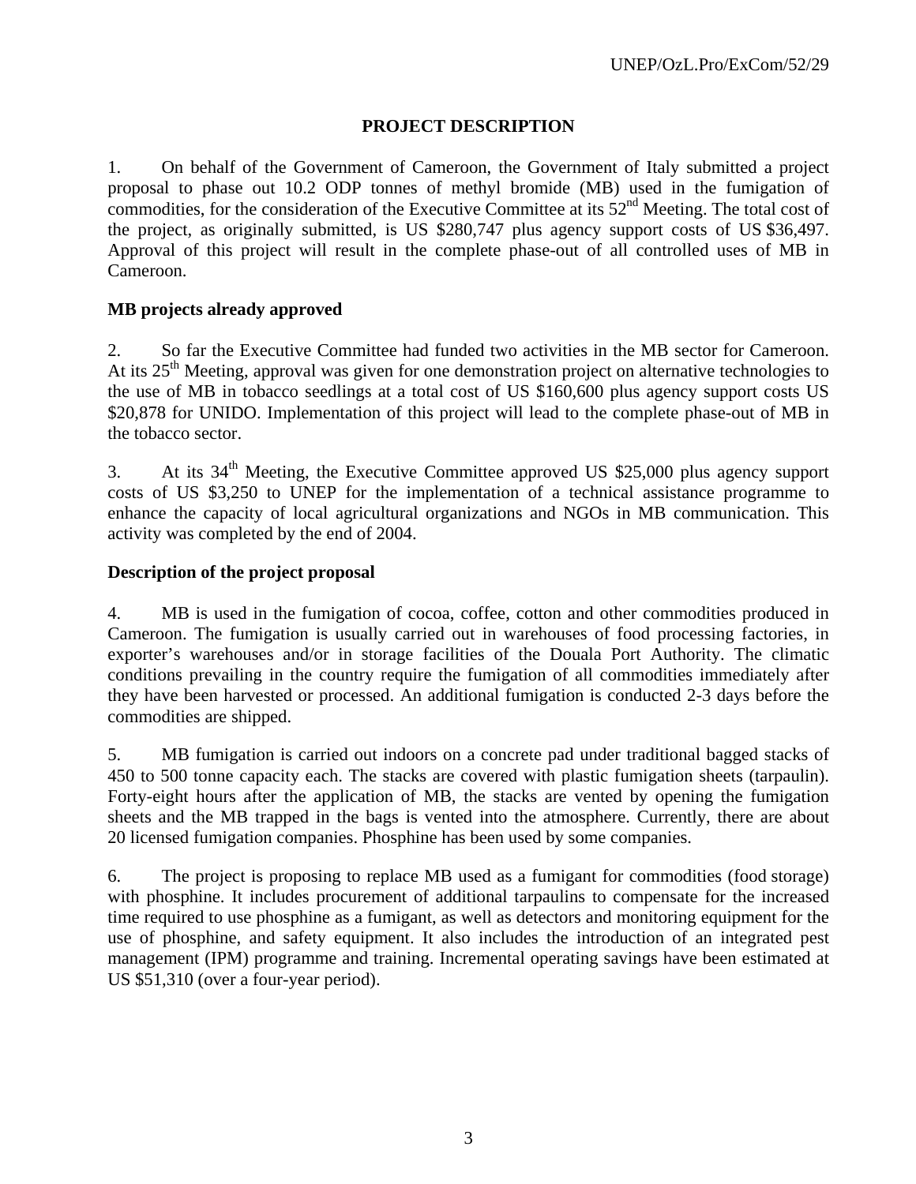## PROJECT DESCRIPTION

1. On behalf of the Government of Cameroon, the Government of Italy submitted a project proposal to phase out 10.2 ODP tonnes of methyl bromide (MB) used in the fumigation of commodities, for the consideration of the Executive Committee at its 52nd Meeting. The total cost of the project, as originally submitted, is US $280,747 plus agency support costs of US $36,497. Approval of this project will result in the complete phase-out of all controlled uses of MB in Cameroon.

### MB projects already approved

2. So far the Executive Committee had funded two activities in the MB sector for Cameroon. At its 25th Meeting, approval was given for one demonstration project on alternative technologies to the use of MB in tobacco seedlings at a total cost of US $160,600 plus agency support costs US $20,878 for UNIDO. Implementation of this project will lead to the complete phase-out of MB in the tobacco sector.

3. At its 34th Meeting, the Executive Committee approved US $25,000 plus agency support costs of US $3,250 to UNEP for the implementation of a technical assistance programme to enhance the capacity of local agricultural organizations and NGOs in MB communication. This activity was completed by the end of 2004.

### Description of the project proposal

4. MB is used in the fumigation of cocoa, coffee, cotton and other commodities produced in Cameroon. The fumigation is usually carried out in warehouses of food processing factories, in exporter's warehouses and/or in storage facilities of the Douala Port Authority. The climatic conditions prevailing in the country require the fumigation of all commodities immediately after they have been harvested or processed. An additional fumigation is conducted 2-3 days before the commodities are shipped.

5. MB fumigation is carried out indoors on a concrete pad under traditional bagged stacks of 450 to 500 tonne capacity each. The stacks are covered with plastic fumigation sheets (tarpaulin). Forty-eight hours after the application of MB, the stacks are vented by opening the fumigation sheets and the MB trapped in the bags is vented into the atmosphere. Currently, there are about 20 licensed fumigation companies. Phosphine has been used by some companies.

6. The project is proposing to replace MB used as a fumigant for commodities (food storage) with phosphine. It includes procurement of additional tarpaulins to compensate for the increased time required to use phosphine as a fumigant, as well as detectors and monitoring equipment for the use of phosphine, and safety equipment. It also includes the introduction of an integrated pest management (IPM) programme and training. Incremental operating savings have been estimated at US $51,310 (over a four-year period).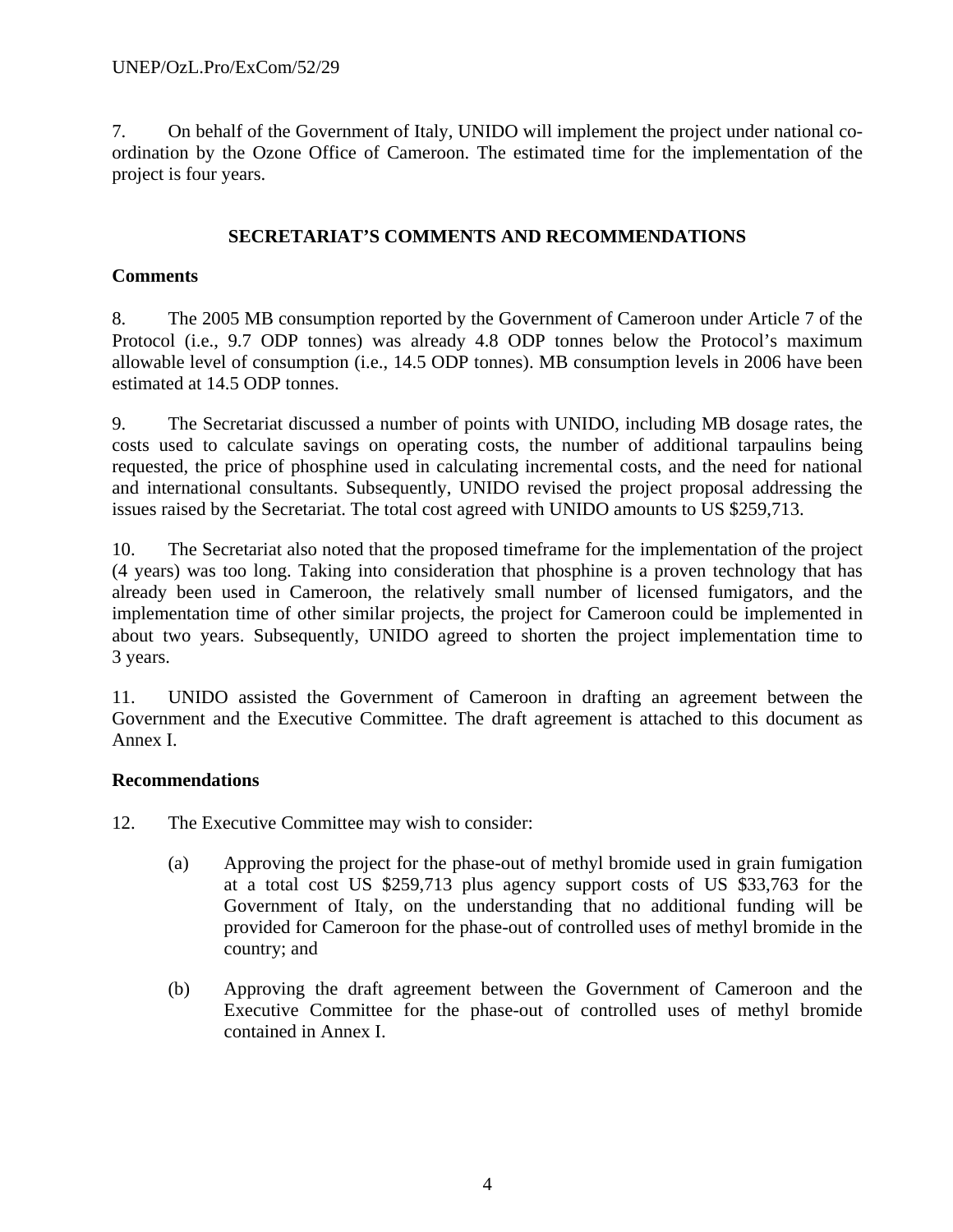7. On behalf of the Government of Italy, UNIDO will implement the project under national co-ordination by the Ozone Office of Cameroon. The estimated time for the implementation of the project is four years.

## SECRETARIAT'S COMMENTS AND RECOMMENDATIONS

### Comments

8. The 2005 MB consumption reported by the Government of Cameroon under Article 7 of the Protocol (i.e., 9.7 ODP tonnes) was already 4.8 ODP tonnes below the Protocol's maximum allowable level of consumption (i.e., 14.5 ODP tonnes). MB consumption levels in 2006 have been estimated at 14.5 ODP tonnes.

9. The Secretariat discussed a number of points with UNIDO, including MB dosage rates, the costs used to calculate savings on operating costs, the number of additional tarpaulins being requested, the price of phosphine used in calculating incremental costs, and the need for national and international consultants. Subsequently, UNIDO revised the project proposal addressing the issues raised by the Secretariat. The total cost agreed with UNIDO amounts to US $259,713.

10. The Secretariat also noted that the proposed timeframe for the implementation of the project (4 years) was too long. Taking into consideration that phosphine is a proven technology that has already been used in Cameroon, the relatively small number of licensed fumigators, and the implementation time of other similar projects, the project for Cameroon could be implemented in about two years. Subsequently, UNIDO agreed to shorten the project implementation time to 3 years.

11. UNIDO assisted the Government of Cameroon in drafting an agreement between the Government and the Executive Committee. The draft agreement is attached to this document as Annex I.

### Recommendations

12. The Executive Committee may wish to consider:

(a) Approving the project for the phase-out of methyl bromide used in grain fumigation at a total cost US $259,713 plus agency support costs of US $33,763 for the Government of Italy, on the understanding that no additional funding will be provided for Cameroon for the phase-out of controlled uses of methyl bromide in the country; and

(b) Approving the draft agreement between the Government of Cameroon and the Executive Committee for the phase-out of controlled uses of methyl bromide contained in Annex I.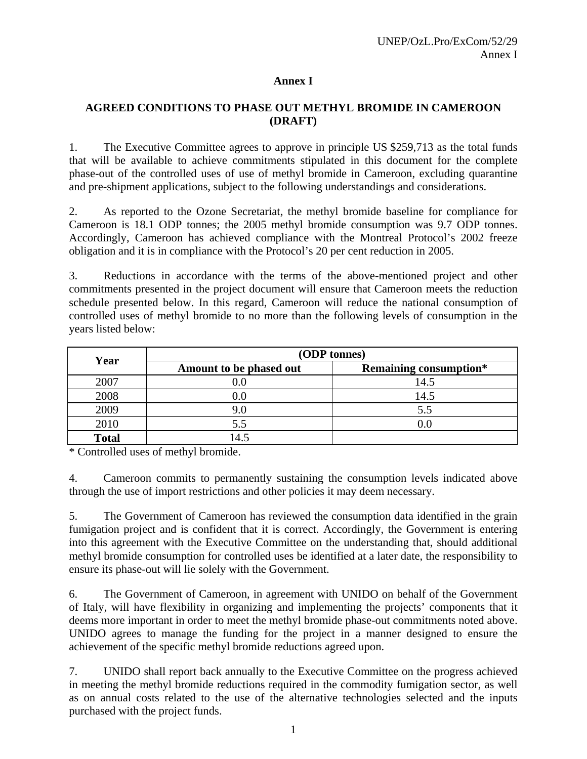# Annex I

## AGREED CONDITIONS TO PHASE OUT METHYL BROMIDE IN CAMEROON (DRAFT)

1. The Executive Committee agrees to approve in principle US $259,713 as the total funds that will be available to achieve commitments stipulated in this document for the complete phase-out of the controlled uses of use of methyl bromide in Cameroon, excluding quarantine and pre-shipment applications, subject to the following understandings and considerations.

2. As reported to the Ozone Secretariat, the methyl bromide baseline for compliance for Cameroon is 18.1 ODP tonnes; the 2005 methyl bromide consumption was 9.7 ODP tonnes. Accordingly, Cameroon has achieved compliance with the Montreal Protocol's 2002 freeze obligation and it is in compliance with the Protocol's 20 per cent reduction in 2005.

3. Reductions in accordance with the terms of the above-mentioned project and other commitments presented in the project document will ensure that Cameroon meets the reduction schedule presented below. In this regard, Cameroon will reduce the national consumption of controlled uses of methyl bromide to no more than the following levels of consumption in the years listed below:

| Year | (ODP tonnes) | |
|---|---|---|
| | Amount to be phased out | Remaining consumption* |
| 2007 | 0.0 | 14.5 |
| 2008 | 0.0 | 14.5 |
| 2009 | 9.0 | 5.5 |
| 2010 | 5.5 | 0.0 |
| **Total** | 14.5 | |

\* Controlled uses of methyl bromide.

4. Cameroon commits to permanently sustaining the consumption levels indicated above through the use of import restrictions and other policies it may deem necessary.

5. The Government of Cameroon has reviewed the consumption data identified in the grain fumigation project and is confident that it is correct. Accordingly, the Government is entering into this agreement with the Executive Committee on the understanding that, should additional methyl bromide consumption for controlled uses be identified at a later date, the responsibility to ensure its phase-out will lie solely with the Government.

6. The Government of Cameroon, in agreement with UNIDO on behalf of the Government of Italy, will have flexibility in organizing and implementing the projects' components that it deems more important in order to meet the methyl bromide phase-out commitments noted above. UNIDO agrees to manage the funding for the project in a manner designed to ensure the achievement of the specific methyl bromide reductions agreed upon.

7. UNIDO shall report back annually to the Executive Committee on the progress achieved in meeting the methyl bromide reductions required in the commodity fumigation sector, as well as on annual costs related to the use of the alternative technologies selected and the inputs purchased with the project funds.